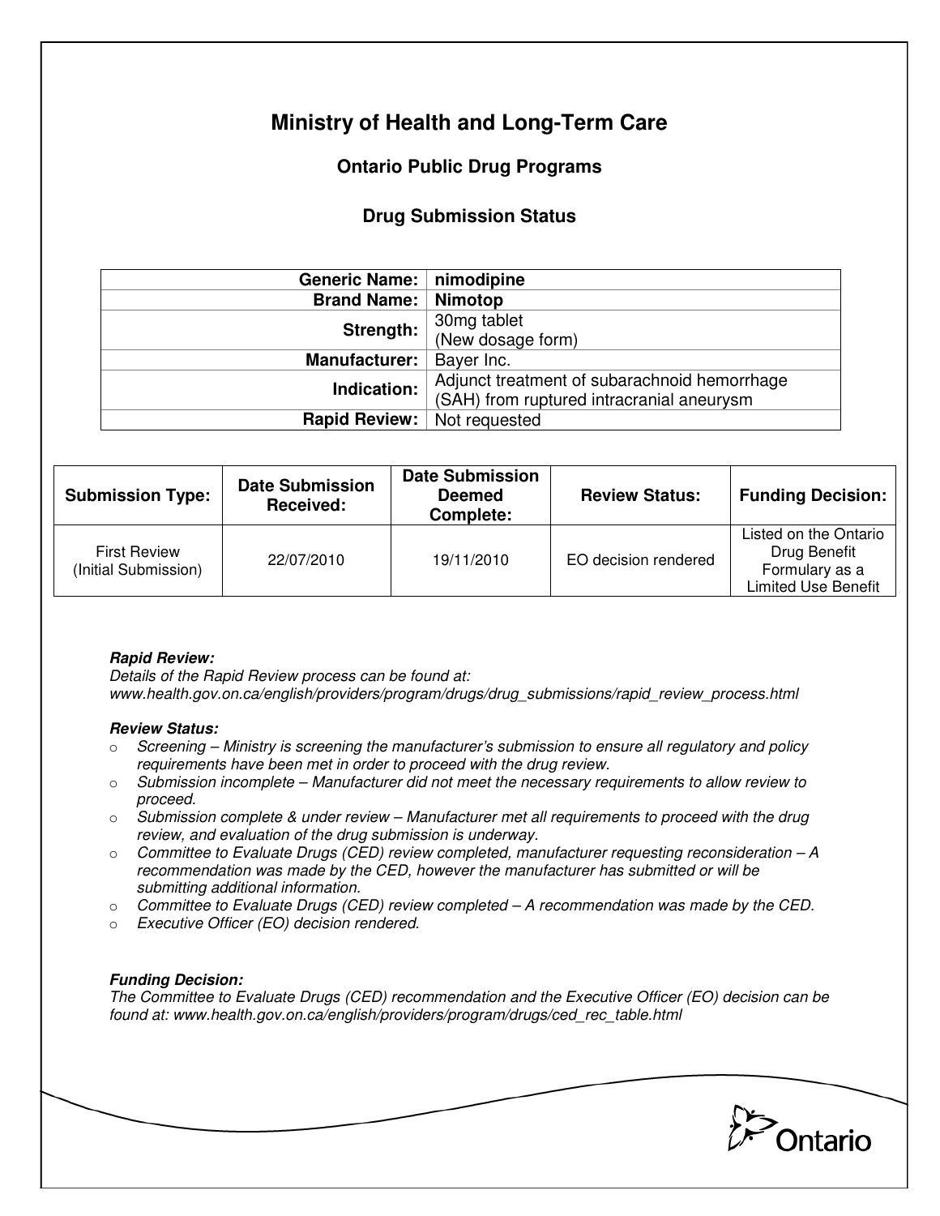# Ministry of Health and Long-Term Care

## Ontario Public Drug Programs

### Drug Submission Status

| | |
|---|---|
| **Generic Name:** | **nimodipine** |
| **Brand Name:** | **Nimotop** |
| **Strength:** | 30mg tablet (New dosage form) |
| **Manufacturer:** | Bayer Inc. |
| **Indication:** | Adjunct treatment of subarachnoid hemorrhage (SAH) from ruptured intracranial aneurysm |
| **Rapid Review:** | Not requested |

| Submission Type: | Date Submission Received: | Date Submission Deemed Complete: | Review Status: | Funding Decision: |
|---|---|---|---|---|
| First Review (Initial Submission) | 22/07/2010 | 19/11/2010 | EO decision rendered | Listed on the Ontario Drug Benefit Formulary as a Limited Use Benefit |

***Rapid Review:***
*Details of the Rapid Review process can be found at:*
*www.health.gov.on.ca/english/providers/program/drugs/drug_submissions/rapid_review_process.html*

***Review Status:***

- *Screening – Ministry is screening the manufacturer's submission to ensure all regulatory and policy requirements have been met in order to proceed with the drug review.*
- *Submission incomplete – Manufacturer did not meet the necessary requirements to allow review to proceed.*
- *Submission complete & under review – Manufacturer met all requirements to proceed with the drug review, and evaluation of the drug submission is underway.*
- *Committee to Evaluate Drugs (CED) review completed, manufacturer requesting reconsideration – A recommendation was made by the CED, however the manufacturer has submitted or will be submitting additional information.*
- *Committee to Evaluate Drugs (CED) review completed – A recommendation was made by the CED.*
- *Executive Officer (EO) decision rendered.*

***Funding Decision:***
*The Committee to Evaluate Drugs (CED) recommendation and the Executive Officer (EO) decision can be found at: www.health.gov.on.ca/english/providers/program/drugs/ced_rec_table.html*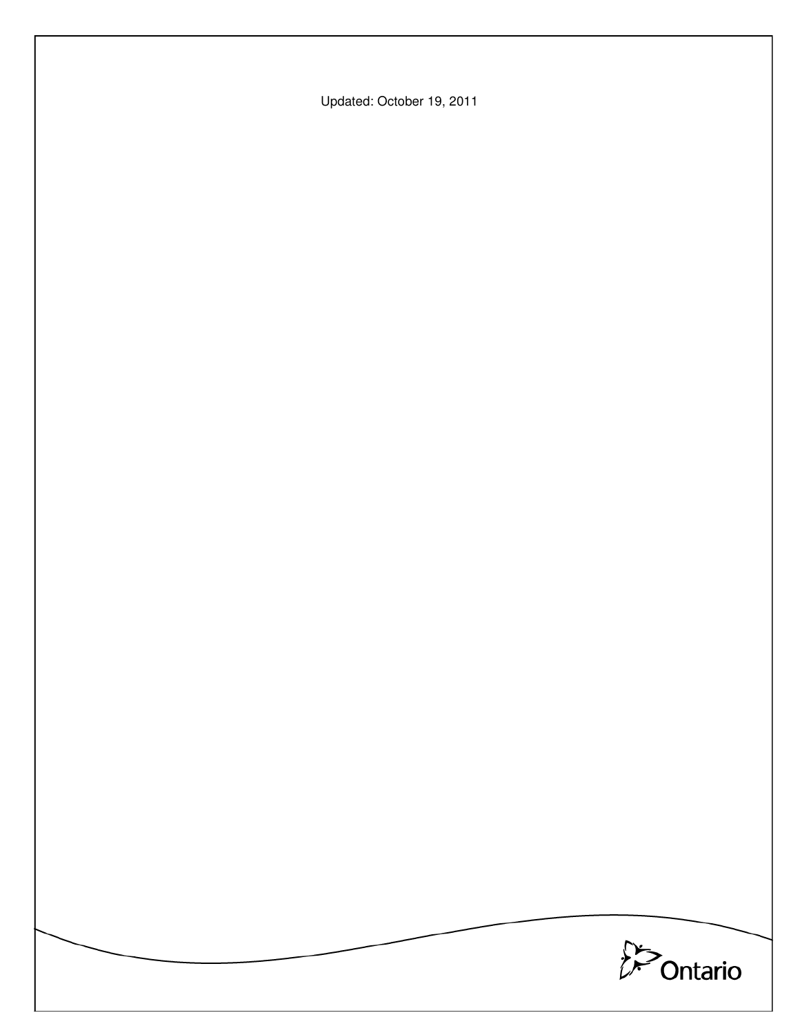Updated: October 19, 2011

Ontario